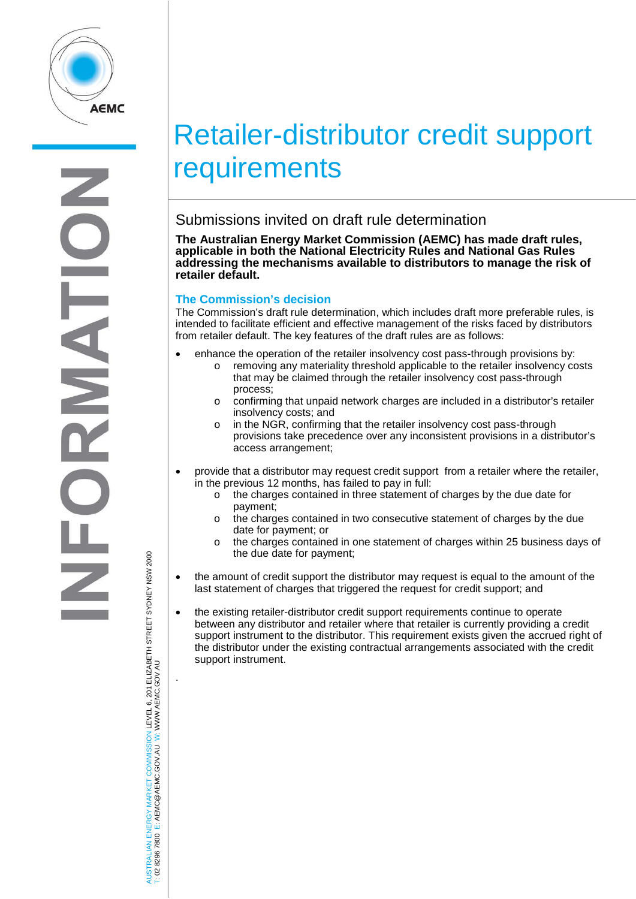# Retailer-distributor credit support requirements

## Submissions invited on draft rule determination

**The Australian Energy Market Commission (AEMC) has made draft rules, applicable in both the National Electricity Rules and National Gas Rules addressing the mechanisms available to distributors to manage the risk of retailer default.**

### The Commission's decision

The Commission's draft rule determination, which includes draft more preferable rules, is intended to facilitate efficient and effective management of the risks faced by distributors from retailer default. The key features of the draft rules are as follows:

- enhance the operation of the retailer insolvency cost pass-through provisions by:
  - removing any materiality threshold applicable to the retailer insolvency costs that may be claimed through the retailer insolvency cost pass-through process;
  - confirming that unpaid network charges are included in a distributor's retailer insolvency costs; and
  - in the NGR, confirming that the retailer insolvency cost pass-through provisions take precedence over any inconsistent provisions in a distributor's access arrangement;
- provide that a distributor may request credit support from a retailer where the retailer, in the previous 12 months, has failed to pay in full:
  - the charges contained in three statement of charges by the due date for payment;
  - the charges contained in two consecutive statement of charges by the due date for payment; or
  - the charges contained in one statement of charges within 25 business days of the due date for payment;
- the amount of credit support the distributor may request is equal to the amount of the last statement of charges that triggered the request for credit support; and
- the existing retailer-distributor credit support requirements continue to operate between any distributor and retailer where that retailer is currently providing a credit support instrument to the distributor. This requirement exists given the accrued right of the distributor under the existing contractual arrangements associated with the credit support instrument.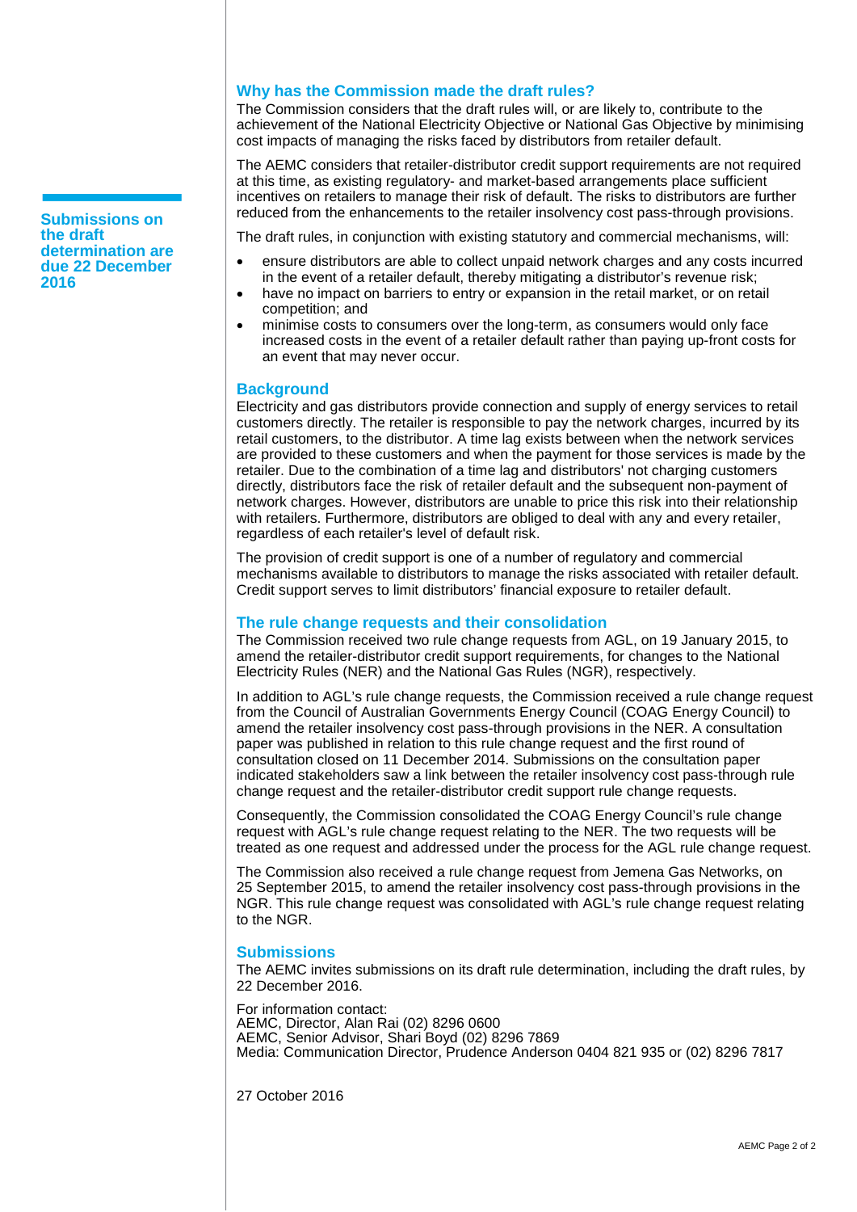**Submissions on the draft determination are due 22 December 2016**

## Why has the Commission made the draft rules?

The Commission considers that the draft rules will, or are likely to, contribute to the achievement of the National Electricity Objective or National Gas Objective by minimising cost impacts of managing the risks faced by distributors from retailer default.

The AEMC considers that retailer-distributor credit support requirements are not required at this time, as existing regulatory- and market-based arrangements place sufficient incentives on retailers to manage their risk of default. The risks to distributors are further reduced from the enhancements to the retailer insolvency cost pass-through provisions.

The draft rules, in conjunction with existing statutory and commercial mechanisms, will:

- ensure distributors are able to collect unpaid network charges and any costs incurred in the event of a retailer default, thereby mitigating a distributor's revenue risk;
- have no impact on barriers to entry or expansion in the retail market, or on retail competition; and
- minimise costs to consumers over the long-term, as consumers would only face increased costs in the event of a retailer default rather than paying up-front costs for an event that may never occur.

## Background

Electricity and gas distributors provide connection and supply of energy services to retail customers directly. The retailer is responsible to pay the network charges, incurred by its retail customers, to the distributor. A time lag exists between when the network services are provided to these customers and when the payment for those services is made by the retailer. Due to the combination of a time lag and distributors' not charging customers directly, distributors face the risk of retailer default and the subsequent non-payment of network charges. However, distributors are unable to price this risk into their relationship with retailers. Furthermore, distributors are obliged to deal with any and every retailer, regardless of each retailer's level of default risk.

The provision of credit support is one of a number of regulatory and commercial mechanisms available to distributors to manage the risks associated with retailer default. Credit support serves to limit distributors' financial exposure to retailer default.

## The rule change requests and their consolidation

The Commission received two rule change requests from AGL, on 19 January 2015, to amend the retailer-distributor credit support requirements, for changes to the National Electricity Rules (NER) and the National Gas Rules (NGR), respectively.

In addition to AGL's rule change requests, the Commission received a rule change request from the Council of Australian Governments Energy Council (COAG Energy Council) to amend the retailer insolvency cost pass-through provisions in the NER. A consultation paper was published in relation to this rule change request and the first round of consultation closed on 11 December 2014. Submissions on the consultation paper indicated stakeholders saw a link between the retailer insolvency cost pass-through rule change request and the retailer-distributor credit support rule change requests.

Consequently, the Commission consolidated the COAG Energy Council's rule change request with AGL's rule change request relating to the NER. The two requests will be treated as one request and addressed under the process for the AGL rule change request.

The Commission also received a rule change request from Jemena Gas Networks, on 25 September 2015, to amend the retailer insolvency cost pass-through provisions in the NGR. This rule change request was consolidated with AGL's rule change request relating to the NGR.

## Submissions

The AEMC invites submissions on its draft rule determination, including the draft rules, by 22 December 2016.

For information contact:
AEMC, Director, Alan Rai (02) 8296 0600
AEMC, Senior Advisor, Shari Boyd (02) 8296 7869
Media: Communication Director, Prudence Anderson 0404 821 935 or (02) 8296 7817

27 October 2016